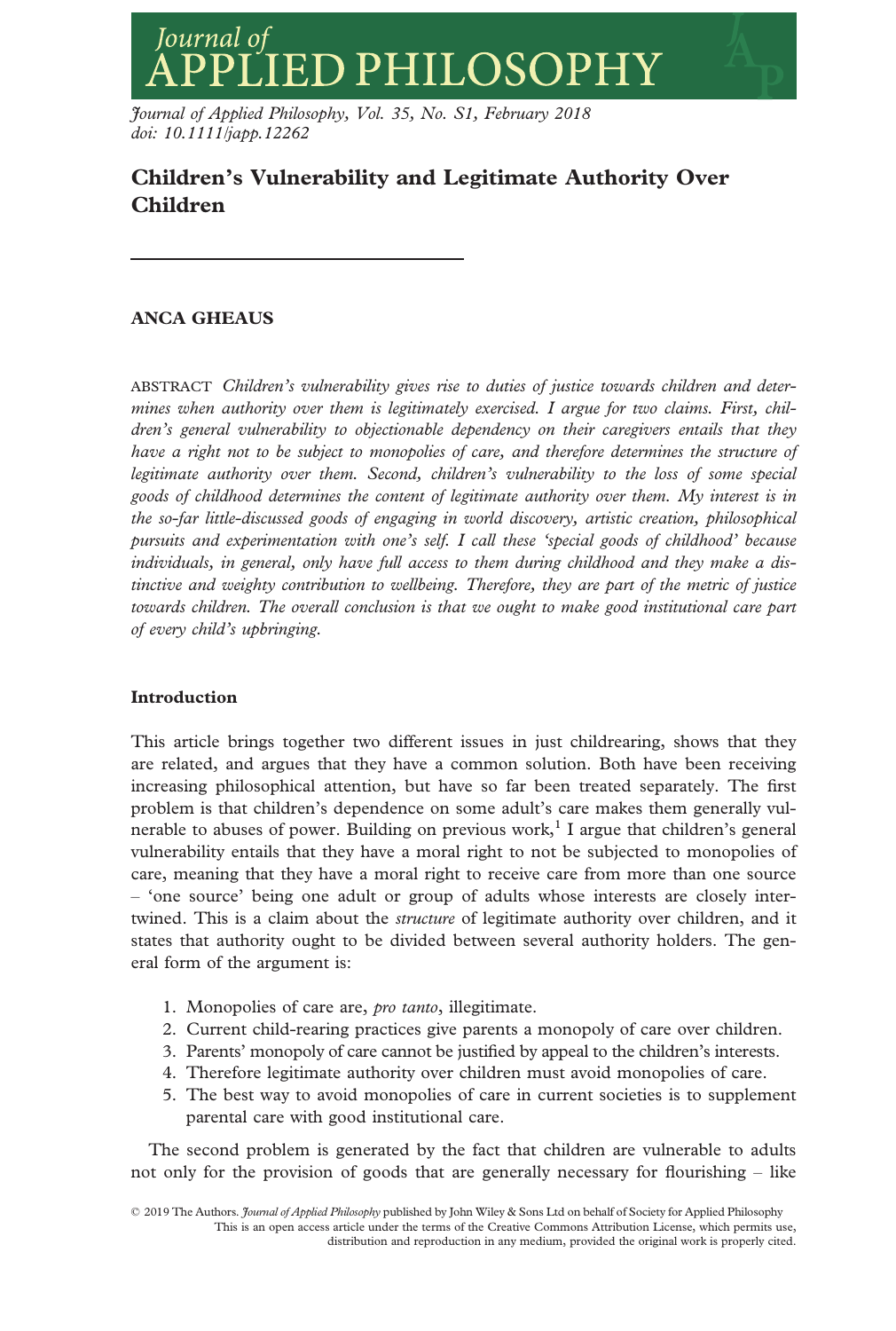# Children's Vulnerability and Legitimate Authority Over Children

**ANCA GHEAUS**

ABSTRACT *Children's vulnerability gives rise to duties of justice towards children and determines when authority over them is legitimately exercised. I argue for two claims. First, children's general vulnerability to objectionable dependency on their caregivers entails that they have a right not to be subject to monopolies of care, and therefore determines the structure of legitimate authority over them. Second, children's vulnerability to the loss of some special goods of childhood determines the content of legitimate authority over them. My interest is in the so-far little-discussed goods of engaging in world discovery, artistic creation, philosophical pursuits and experimentation with one's self. I call these 'special goods of childhood' because individuals, in general, only have full access to them during childhood and they make a distinctive and weighty contribution to wellbeing. Therefore, they are part of the metric of justice towards children. The overall conclusion is that we ought to make good institutional care part of every child's upbringing.*

## Introduction

This article brings together two different issues in just childrearing, shows that they are related, and argues that they have a common solution. Both have been receiving increasing philosophical attention, but have so far been treated separately. The first problem is that children's dependence on some adult's care makes them generally vulnerable to abuses of power. Building on previous work,[1] I argue that children's general vulnerability entails that they have a moral right to not be subjected to monopolies of care, meaning that they have a moral right to receive care from more than one source – 'one source' being one adult or group of adults whose interests are closely intertwined. This is a claim about the *structure* of legitimate authority over children, and it states that authority ought to be divided between several authority holders. The general form of the argument is:

1. Monopolies of care are, *pro tanto*, illegitimate.
2. Current child-rearing practices give parents a monopoly of care over children.
3. Parents' monopoly of care cannot be justified by appeal to the children's interests.
4. Therefore legitimate authority over children must avoid monopolies of care.
5. The best way to avoid monopolies of care in current societies is to supplement parental care with good institutional care.

The second problem is generated by the fact that children are vulnerable to adults not only for the provision of goods that are generally necessary for flourishing – like

© 2019 The Authors. *Journal of Applied Philosophy* published by John Wiley & Sons Ltd on behalf of Society for Applied Philosophy
This is an open access article under the terms of the Creative Commons Attribution License, which permits use, distribution and reproduction in any medium, provided the original work is properly cited.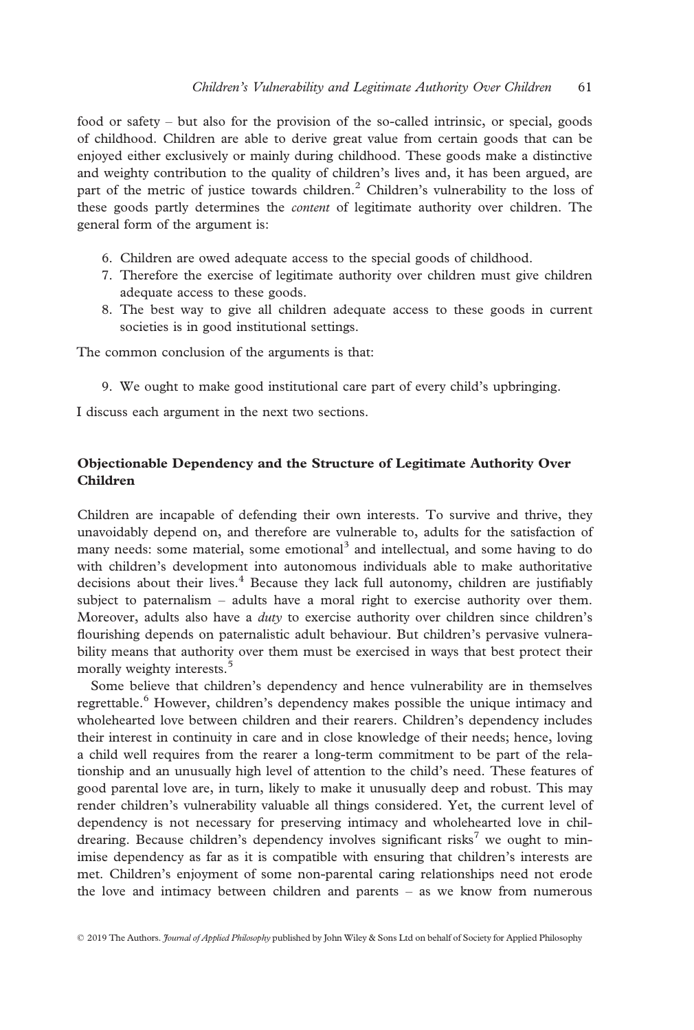food or safety – but also for the provision of the so-called intrinsic, or special, goods of childhood. Children are able to derive great value from certain goods that can be enjoyed either exclusively or mainly during childhood. These goods make a distinctive and weighty contribution to the quality of children's lives and, it has been argued, are part of the metric of justice towards children.[2] Children's vulnerability to the loss of these goods partly determines the *content* of legitimate authority over children. The general form of the argument is:

6. Children are owed adequate access to the special goods of childhood.
7. Therefore the exercise of legitimate authority over children must give children adequate access to these goods.
8. The best way to give all children adequate access to these goods in current societies is in good institutional settings.

The common conclusion of the arguments is that:

9. We ought to make good institutional care part of every child's upbringing.

I discuss each argument in the next two sections.

## Objectionable Dependency and the Structure of Legitimate Authority Over Children

Children are incapable of defending their own interests. To survive and thrive, they unavoidably depend on, and therefore are vulnerable to, adults for the satisfaction of many needs: some material, some emotional[3] and intellectual, and some having to do with children's development into autonomous individuals able to make authoritative decisions about their lives.[4] Because they lack full autonomy, children are justifiably subject to paternalism – adults have a moral right to exercise authority over them. Moreover, adults also have a *duty* to exercise authority over children since children's flourishing depends on paternalistic adult behaviour. But children's pervasive vulnerability means that authority over them must be exercised in ways that best protect their morally weighty interests.[5]

Some believe that children's dependency and hence vulnerability are in themselves regrettable.[6] However, children's dependency makes possible the unique intimacy and wholehearted love between children and their rearers. Children's dependency includes their interest in continuity in care and in close knowledge of their needs; hence, loving a child well requires from the rearer a long-term commitment to be part of the relationship and an unusually high level of attention to the child's need. These features of good parental love are, in turn, likely to make it unusually deep and robust. This may render children's vulnerability valuable all things considered. Yet, the current level of dependency is not necessary for preserving intimacy and wholehearted love in childrearing. Because children's dependency involves significant risks[7] we ought to minimise dependency as far as it is compatible with ensuring that children's interests are met. Children's enjoyment of some non-parental caring relationships need not erode the love and intimacy between children and parents – as we know from numerous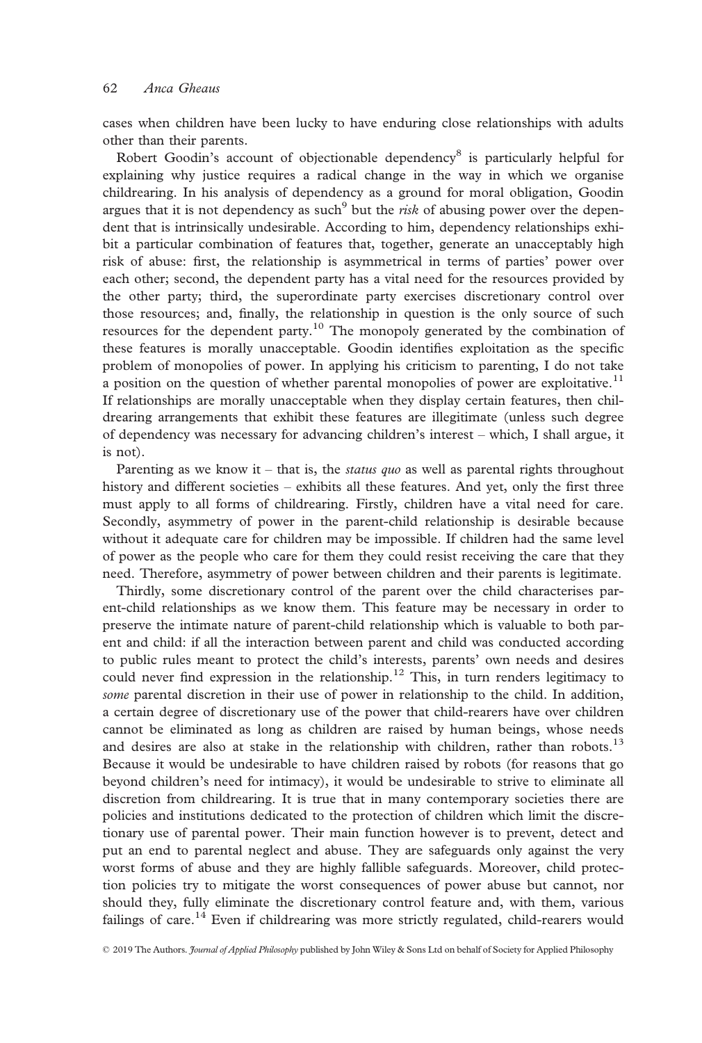cases when children have been lucky to have enduring close relationships with adults other than their parents.

Robert Goodin's account of objectionable dependency[8] is particularly helpful for explaining why justice requires a radical change in the way in which we organise childrearing. In his analysis of dependency as a ground for moral obligation, Goodin argues that it is not dependency as such[9] but the *risk* of abusing power over the dependent that is intrinsically undesirable. According to him, dependency relationships exhibit a particular combination of features that, together, generate an unacceptably high risk of abuse: first, the relationship is asymmetrical in terms of parties' power over each other; second, the dependent party has a vital need for the resources provided by the other party; third, the superordinate party exercises discretionary control over those resources; and, finally, the relationship in question is the only source of such resources for the dependent party.[10] The monopoly generated by the combination of these features is morally unacceptable. Goodin identifies exploitation as the specific problem of monopolies of power. In applying his criticism to parenting, I do not take a position on the question of whether parental monopolies of power are exploitative.[11] If relationships are morally unacceptable when they display certain features, then childrearing arrangements that exhibit these features are illegitimate (unless such degree of dependency was necessary for advancing children's interest – which, I shall argue, it is not).

Parenting as we know it – that is, the *status quo* as well as parental rights throughout history and different societies – exhibits all these features. And yet, only the first three must apply to all forms of childrearing. Firstly, children have a vital need for care. Secondly, asymmetry of power in the parent-child relationship is desirable because without it adequate care for children may be impossible. If children had the same level of power as the people who care for them they could resist receiving the care that they need. Therefore, asymmetry of power between children and their parents is legitimate.

Thirdly, some discretionary control of the parent over the child characterises parent-child relationships as we know them. This feature may be necessary in order to preserve the intimate nature of parent-child relationship which is valuable to both parent and child: if all the interaction between parent and child was conducted according to public rules meant to protect the child's interests, parents' own needs and desires could never find expression in the relationship.[12] This, in turn renders legitimacy to *some* parental discretion in their use of power in relationship to the child. In addition, a certain degree of discretionary use of the power that child-rearers have over children cannot be eliminated as long as children are raised by human beings, whose needs and desires are also at stake in the relationship with children, rather than robots.[13] Because it would be undesirable to have children raised by robots (for reasons that go beyond children's need for intimacy), it would be undesirable to strive to eliminate all discretion from childrearing. It is true that in many contemporary societies there are policies and institutions dedicated to the protection of children which limit the discretionary use of parental power. Their main function however is to prevent, detect and put an end to parental neglect and abuse. They are safeguards only against the very worst forms of abuse and they are highly fallible safeguards. Moreover, child protection policies try to mitigate the worst consequences of power abuse but cannot, nor should they, fully eliminate the discretionary control feature and, with them, various failings of care.[14] Even if childrearing was more strictly regulated, child-rearers would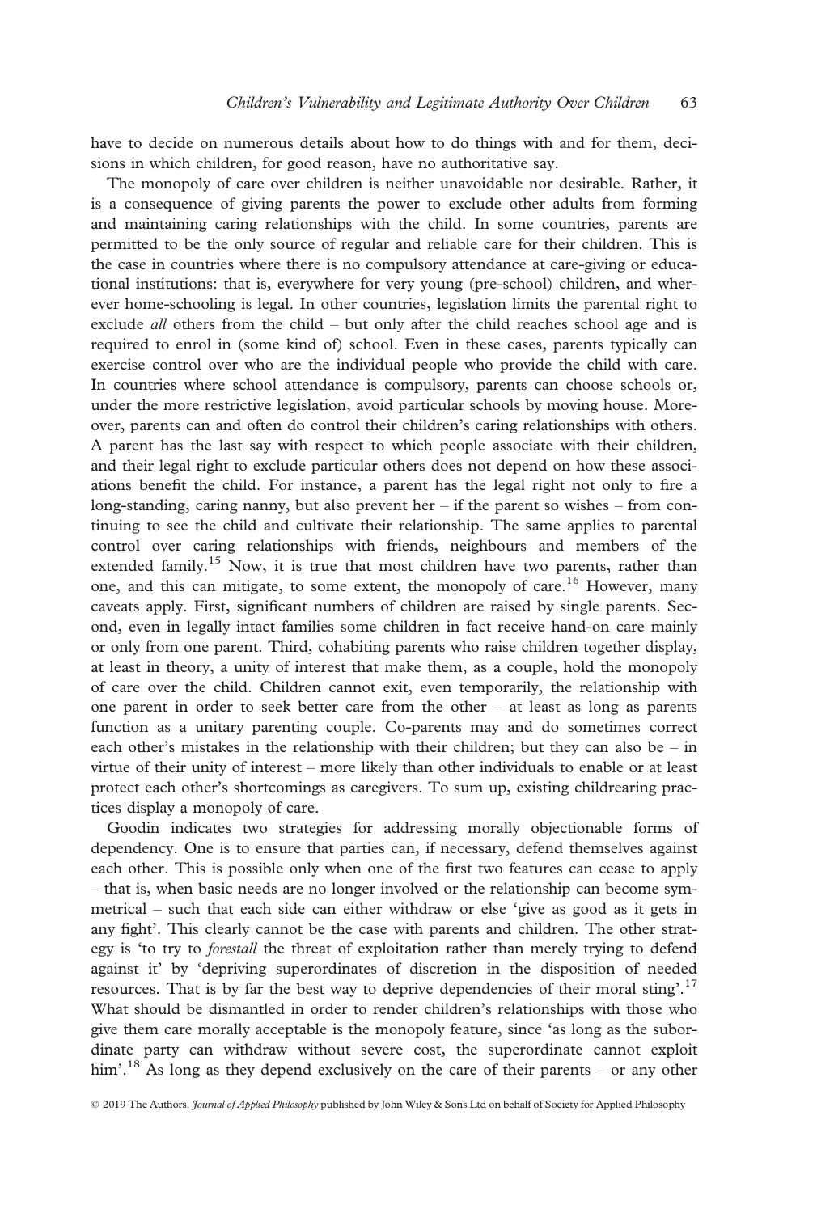have to decide on numerous details about how to do things with and for them, decisions in which children, for good reason, have no authoritative say.

The monopoly of care over children is neither unavoidable nor desirable. Rather, it is a consequence of giving parents the power to exclude other adults from forming and maintaining caring relationships with the child. In some countries, parents are permitted to be the only source of regular and reliable care for their children. This is the case in countries where there is no compulsory attendance at care-giving or educational institutions: that is, everywhere for very young (pre-school) children, and wherever home-schooling is legal. In other countries, legislation limits the parental right to exclude *all* others from the child – but only after the child reaches school age and is required to enrol in (some kind of) school. Even in these cases, parents typically can exercise control over who are the individual people who provide the child with care. In countries where school attendance is compulsory, parents can choose schools or, under the more restrictive legislation, avoid particular schools by moving house. Moreover, parents can and often do control their children's caring relationships with others. A parent has the last say with respect to which people associate with their children, and their legal right to exclude particular others does not depend on how these associations benefit the child. For instance, a parent has the legal right not only to fire a long-standing, caring nanny, but also prevent her – if the parent so wishes – from continuing to see the child and cultivate their relationship. The same applies to parental control over caring relationships with friends, neighbours and members of the extended family.[15] Now, it is true that most children have two parents, rather than one, and this can mitigate, to some extent, the monopoly of care.[16] However, many caveats apply. First, significant numbers of children are raised by single parents. Second, even in legally intact families some children in fact receive hand-on care mainly or only from one parent. Third, cohabiting parents who raise children together display, at least in theory, a unity of interest that make them, as a couple, hold the monopoly of care over the child. Children cannot exit, even temporarily, the relationship with one parent in order to seek better care from the other – at least as long as parents function as a unitary parenting couple. Co-parents may and do sometimes correct each other's mistakes in the relationship with their children; but they can also be – in virtue of their unity of interest – more likely than other individuals to enable or at least protect each other's shortcomings as caregivers. To sum up, existing childrearing practices display a monopoly of care.

Goodin indicates two strategies for addressing morally objectionable forms of dependency. One is to ensure that parties can, if necessary, defend themselves against each other. This is possible only when one of the first two features can cease to apply – that is, when basic needs are no longer involved or the relationship can become symmetrical – such that each side can either withdraw or else 'give as good as it gets in any fight'. This clearly cannot be the case with parents and children. The other strategy is 'to try to *forestall* the threat of exploitation rather than merely trying to defend against it' by 'depriving superordinates of discretion in the disposition of needed resources. That is by far the best way to deprive dependencies of their moral sting'.[17] What should be dismantled in order to render children's relationships with those who give them care morally acceptable is the monopoly feature, since 'as long as the subordinate party can withdraw without severe cost, the superordinate cannot exploit him'.[18] As long as they depend exclusively on the care of their parents – or any other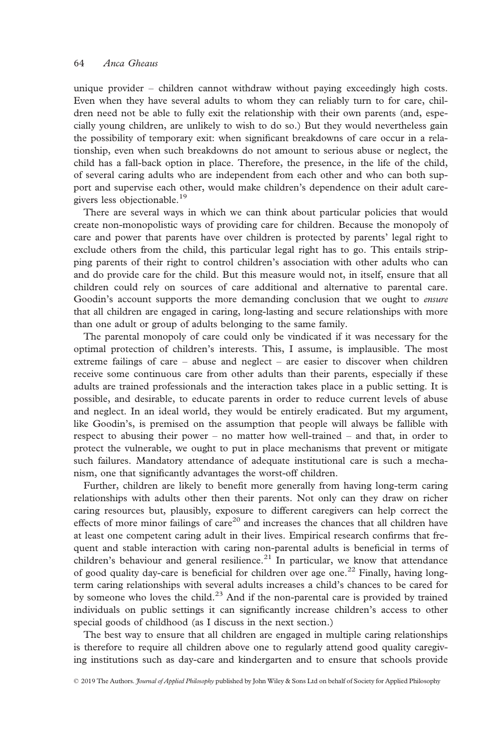unique provider – children cannot withdraw without paying exceedingly high costs. Even when they have several adults to whom they can reliably turn to for care, children need not be able to fully exit the relationship with their own parents (and, especially young children, are unlikely to wish to do so.) But they would nevertheless gain the possibility of temporary exit: when significant breakdowns of care occur in a relationship, even when such breakdowns do not amount to serious abuse or neglect, the child has a fall-back option in place. Therefore, the presence, in the life of the child, of several caring adults who are independent from each other and who can both support and supervise each other, would make children's dependence on their adult caregivers less objectionable.[19]

There are several ways in which we can think about particular policies that would create non-monopolistic ways of providing care for children. Because the monopoly of care and power that parents have over children is protected by parents' legal right to exclude others from the child, this particular legal right has to go. This entails stripping parents of their right to control children's association with other adults who can and do provide care for the child. But this measure would not, in itself, ensure that all children could rely on sources of care additional and alternative to parental care. Goodin's account supports the more demanding conclusion that we ought to *ensure* that all children are engaged in caring, long-lasting and secure relationships with more than one adult or group of adults belonging to the same family.

The parental monopoly of care could only be vindicated if it was necessary for the optimal protection of children's interests. This, I assume, is implausible. The most extreme failings of care – abuse and neglect – are easier to discover when children receive some continuous care from other adults than their parents, especially if these adults are trained professionals and the interaction takes place in a public setting. It is possible, and desirable, to educate parents in order to reduce current levels of abuse and neglect. In an ideal world, they would be entirely eradicated. But my argument, like Goodin's, is premised on the assumption that people will always be fallible with respect to abusing their power – no matter how well-trained – and that, in order to protect the vulnerable, we ought to put in place mechanisms that prevent or mitigate such failures. Mandatory attendance of adequate institutional care is such a mechanism, one that significantly advantages the worst-off children.

Further, children are likely to benefit more generally from having long-term caring relationships with adults other then their parents. Not only can they draw on richer caring resources but, plausibly, exposure to different caregivers can help correct the effects of more minor failings of care[20] and increases the chances that all children have at least one competent caring adult in their lives. Empirical research confirms that frequent and stable interaction with caring non-parental adults is beneficial in terms of children's behaviour and general resilience.[21] In particular, we know that attendance of good quality day-care is beneficial for children over age one.[22] Finally, having long-term caring relationships with several adults increases a child's chances to be cared for by someone who loves the child.[23] And if the non-parental care is provided by trained individuals on public settings it can significantly increase children's access to other special goods of childhood (as I discuss in the next section.)

The best way to ensure that all children are engaged in multiple caring relationships is therefore to require all children above one to regularly attend good quality caregiving institutions such as day-care and kindergarten and to ensure that schools provide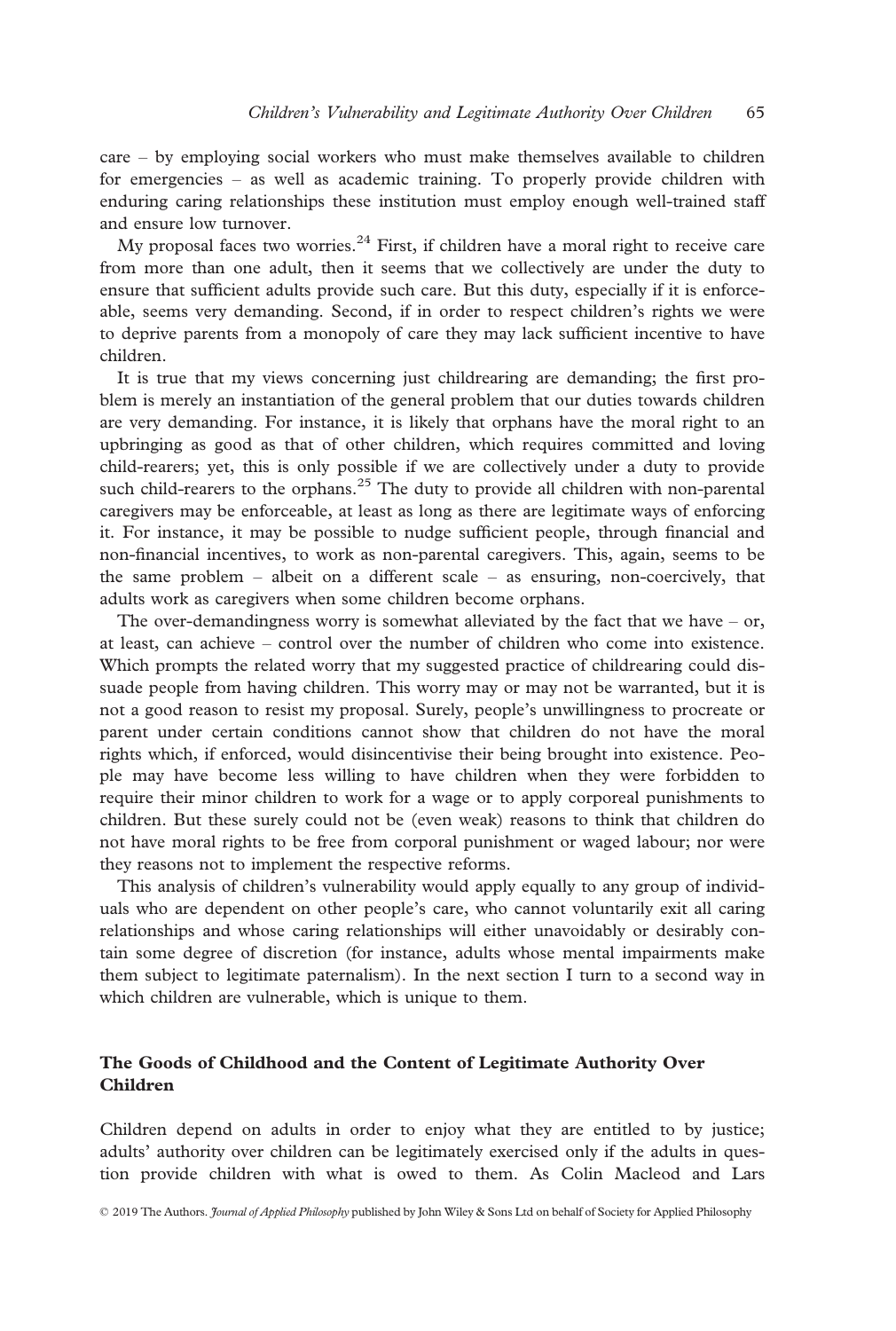care – by employing social workers who must make themselves available to children for emergencies – as well as academic training. To properly provide children with enduring caring relationships these institution must employ enough well-trained staff and ensure low turnover.

My proposal faces two worries.[24] First, if children have a moral right to receive care from more than one adult, then it seems that we collectively are under the duty to ensure that sufficient adults provide such care. But this duty, especially if it is enforceable, seems very demanding. Second, if in order to respect children's rights we were to deprive parents from a monopoly of care they may lack sufficient incentive to have children.

It is true that my views concerning just childrearing are demanding; the first problem is merely an instantiation of the general problem that our duties towards children are very demanding. For instance, it is likely that orphans have the moral right to an upbringing as good as that of other children, which requires committed and loving child-rearers; yet, this is only possible if we are collectively under a duty to provide such child-rearers to the orphans.[25] The duty to provide all children with non-parental caregivers may be enforceable, at least as long as there are legitimate ways of enforcing it. For instance, it may be possible to nudge sufficient people, through financial and non-financial incentives, to work as non-parental caregivers. This, again, seems to be the same problem – albeit on a different scale – as ensuring, non-coercively, that adults work as caregivers when some children become orphans.

The over-demandingness worry is somewhat alleviated by the fact that we have – or, at least, can achieve – control over the number of children who come into existence. Which prompts the related worry that my suggested practice of childrearing could dissuade people from having children. This worry may or may not be warranted, but it is not a good reason to resist my proposal. Surely, people's unwillingness to procreate or parent under certain conditions cannot show that children do not have the moral rights which, if enforced, would disincentivise their being brought into existence. People may have become less willing to have children when they were forbidden to require their minor children to work for a wage or to apply corporeal punishments to children. But these surely could not be (even weak) reasons to think that children do not have moral rights to be free from corporal punishment or waged labour; nor were they reasons not to implement the respective reforms.

This analysis of children's vulnerability would apply equally to any group of individuals who are dependent on other people's care, who cannot voluntarily exit all caring relationships and whose caring relationships will either unavoidably or desirably contain some degree of discretion (for instance, adults whose mental impairments make them subject to legitimate paternalism). In the next section I turn to a second way in which children are vulnerable, which is unique to them.

## The Goods of Childhood and the Content of Legitimate Authority Over Children

Children depend on adults in order to enjoy what they are entitled to by justice; adults' authority over children can be legitimately exercised only if the adults in question provide children with what is owed to them. As Colin Macleod and Lars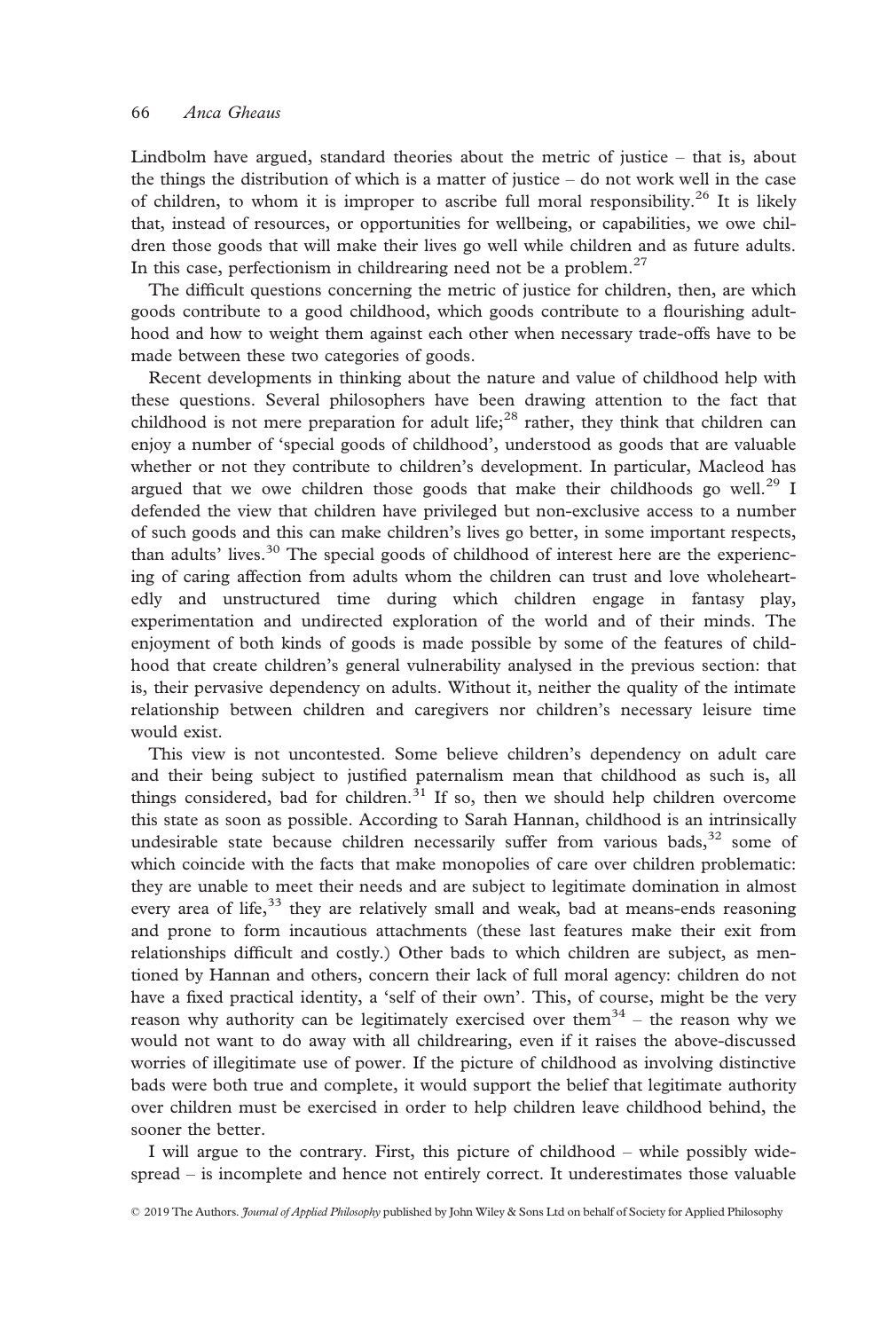Lindbolm have argued, standard theories about the metric of justice – that is, about the things the distribution of which is a matter of justice – do not work well in the case of children, to whom it is improper to ascribe full moral responsibility.[26] It is likely that, instead of resources, or opportunities for wellbeing, or capabilities, we owe children those goods that will make their lives go well while children and as future adults. In this case, perfectionism in childrearing need not be a problem.[27]

The difficult questions concerning the metric of justice for children, then, are which goods contribute to a good childhood, which goods contribute to a flourishing adulthood and how to weight them against each other when necessary trade-offs have to be made between these two categories of goods.

Recent developments in thinking about the nature and value of childhood help with these questions. Several philosophers have been drawing attention to the fact that childhood is not mere preparation for adult life;[28] rather, they think that children can enjoy a number of 'special goods of childhood', understood as goods that are valuable whether or not they contribute to children's development. In particular, Macleod has argued that we owe children those goods that make their childhoods go well.[29] I defended the view that children have privileged but non-exclusive access to a number of such goods and this can make children's lives go better, in some important respects, than adults' lives.[30] The special goods of childhood of interest here are the experiencing of caring affection from adults whom the children can trust and love wholeheartedly and unstructured time during which children engage in fantasy play, experimentation and undirected exploration of the world and of their minds. The enjoyment of both kinds of goods is made possible by some of the features of childhood that create children's general vulnerability analysed in the previous section: that is, their pervasive dependency on adults. Without it, neither the quality of the intimate relationship between children and caregivers nor children's necessary leisure time would exist.

This view is not uncontested. Some believe children's dependency on adult care and their being subject to justified paternalism mean that childhood as such is, all things considered, bad for children.[31] If so, then we should help children overcome this state as soon as possible. According to Sarah Hannan, childhood is an intrinsically undesirable state because children necessarily suffer from various bads,[32] some of which coincide with the facts that make monopolies of care over children problematic: they are unable to meet their needs and are subject to legitimate domination in almost every area of life,[33] they are relatively small and weak, bad at means-ends reasoning and prone to form incautious attachments (these last features make their exit from relationships difficult and costly.) Other bads to which children are subject, as mentioned by Hannan and others, concern their lack of full moral agency: children do not have a fixed practical identity, a 'self of their own'. This, of course, might be the very reason why authority can be legitimately exercised over them[34] – the reason why we would not want to do away with all childrearing, even if it raises the above-discussed worries of illegitimate use of power. If the picture of childhood as involving distinctive bads were both true and complete, it would support the belief that legitimate authority over children must be exercised in order to help children leave childhood behind, the sooner the better.

I will argue to the contrary. First, this picture of childhood – while possibly widespread – is incomplete and hence not entirely correct. It underestimates those valuable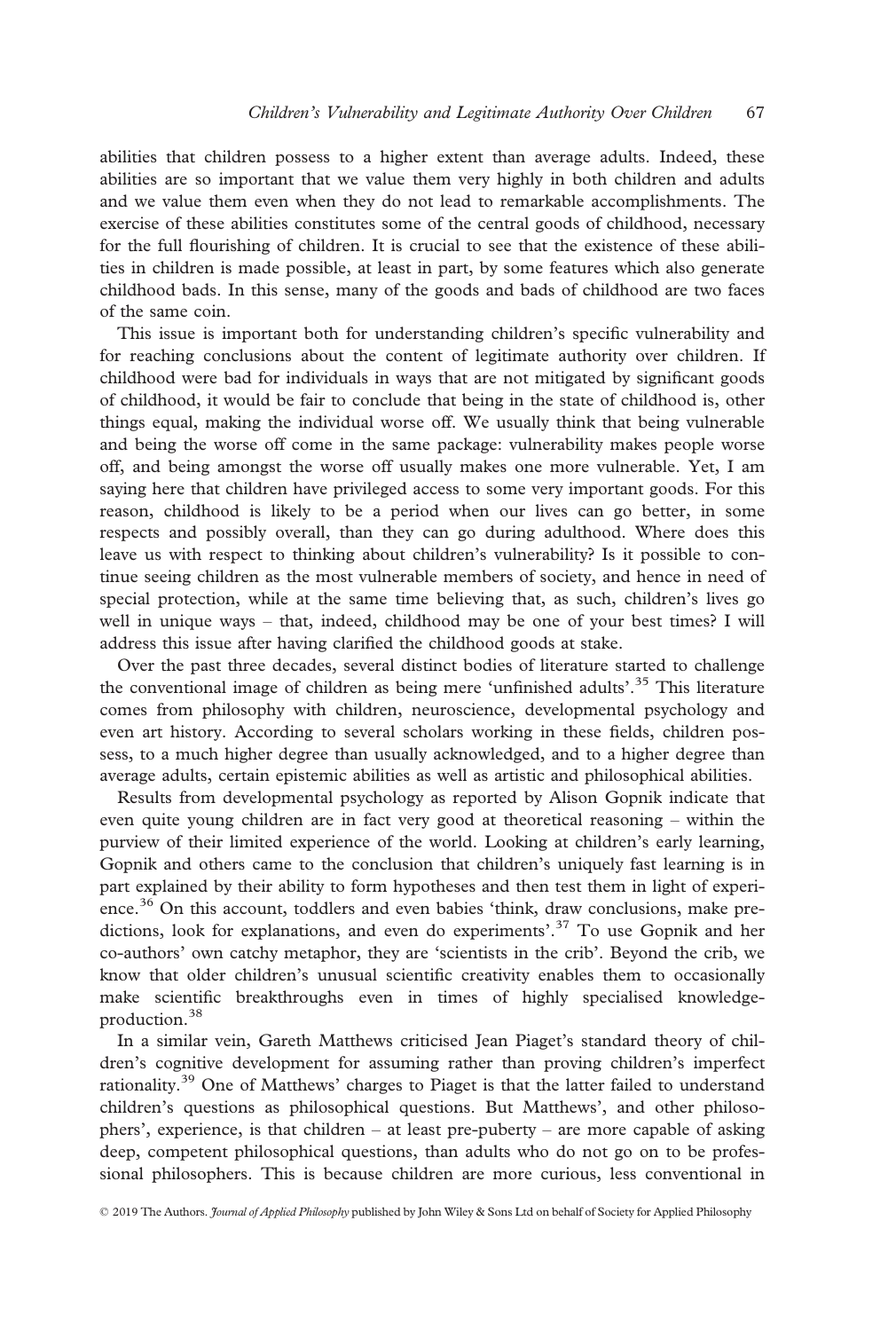abilities that children possess to a higher extent than average adults. Indeed, these abilities are so important that we value them very highly in both children and adults and we value them even when they do not lead to remarkable accomplishments. The exercise of these abilities constitutes some of the central goods of childhood, necessary for the full flourishing of children. It is crucial to see that the existence of these abilities in children is made possible, at least in part, by some features which also generate childhood bads. In this sense, many of the goods and bads of childhood are two faces of the same coin.

This issue is important both for understanding children's specific vulnerability and for reaching conclusions about the content of legitimate authority over children. If childhood were bad for individuals in ways that are not mitigated by significant goods of childhood, it would be fair to conclude that being in the state of childhood is, other things equal, making the individual worse off. We usually think that being vulnerable and being the worse off come in the same package: vulnerability makes people worse off, and being amongst the worse off usually makes one more vulnerable. Yet, I am saying here that children have privileged access to some very important goods. For this reason, childhood is likely to be a period when our lives can go better, in some respects and possibly overall, than they can go during adulthood. Where does this leave us with respect to thinking about children's vulnerability? Is it possible to continue seeing children as the most vulnerable members of society, and hence in need of special protection, while at the same time believing that, as such, children's lives go well in unique ways – that, indeed, childhood may be one of your best times? I will address this issue after having clarified the childhood goods at stake.

Over the past three decades, several distinct bodies of literature started to challenge the conventional image of children as being mere 'unfinished adults'.[35] This literature comes from philosophy with children, neuroscience, developmental psychology and even art history. According to several scholars working in these fields, children possess, to a much higher degree than usually acknowledged, and to a higher degree than average adults, certain epistemic abilities as well as artistic and philosophical abilities.

Results from developmental psychology as reported by Alison Gopnik indicate that even quite young children are in fact very good at theoretical reasoning – within the purview of their limited experience of the world. Looking at children's early learning, Gopnik and others came to the conclusion that children's uniquely fast learning is in part explained by their ability to form hypotheses and then test them in light of experience.[36] On this account, toddlers and even babies 'think, draw conclusions, make predictions, look for explanations, and even do experiments'.[37] To use Gopnik and her co-authors' own catchy metaphor, they are 'scientists in the crib'. Beyond the crib, we know that older children's unusual scientific creativity enables them to occasionally make scientific breakthroughs even in times of highly specialised knowledge-production.[38]

In a similar vein, Gareth Matthews criticised Jean Piaget's standard theory of children's cognitive development for assuming rather than proving children's imperfect rationality.[39] One of Matthews' charges to Piaget is that the latter failed to understand children's questions as philosophical questions. But Matthews', and other philosophers', experience, is that children – at least pre-puberty – are more capable of asking deep, competent philosophical questions, than adults who do not go on to be professional philosophers. This is because children are more curious, less conventional in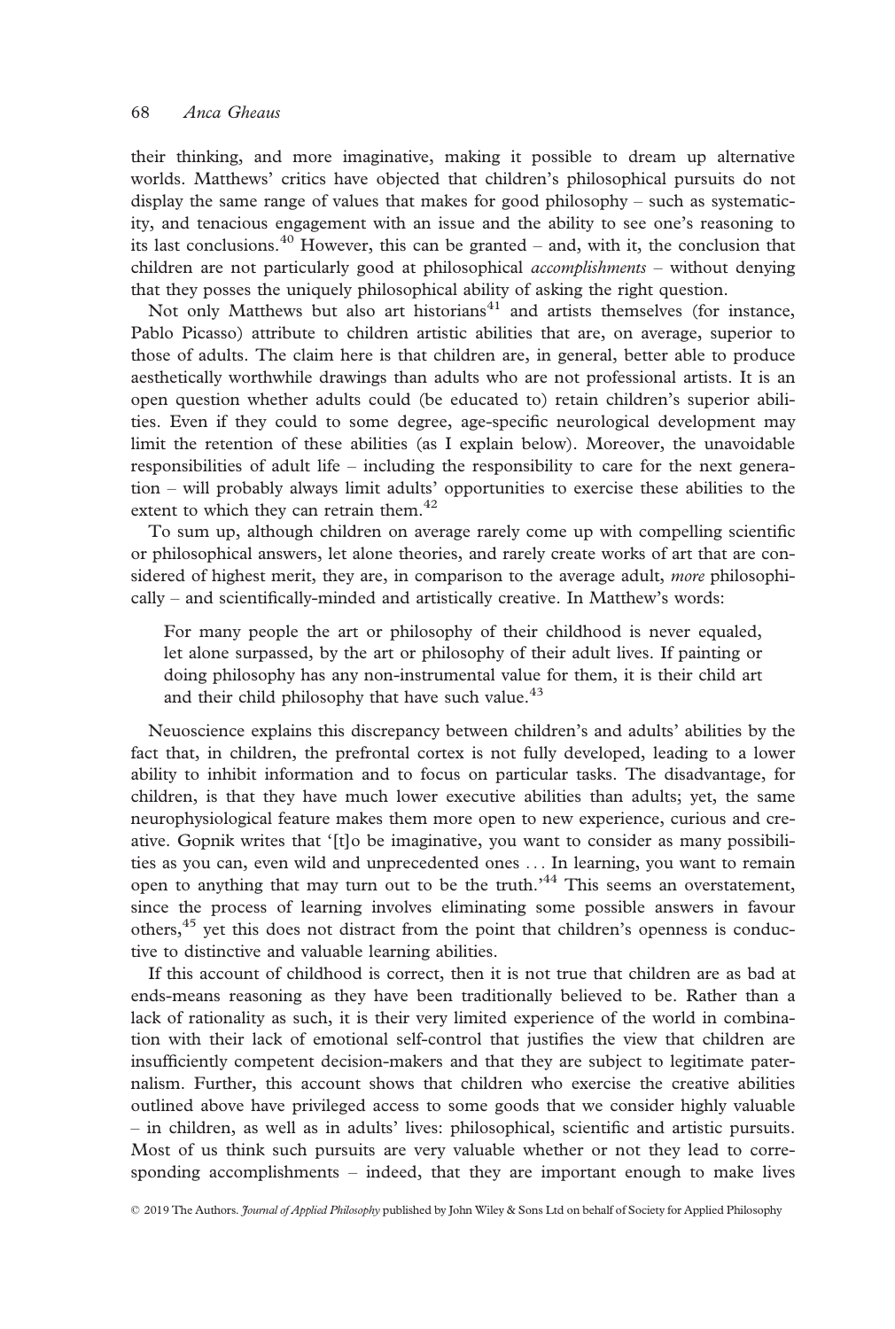their thinking, and more imaginative, making it possible to dream up alternative worlds. Matthews' critics have objected that children's philosophical pursuits do not display the same range of values that makes for good philosophy – such as systematicity, and tenacious engagement with an issue and the ability to see one's reasoning to its last conclusions.[40] However, this can be granted – and, with it, the conclusion that children are not particularly good at philosophical *accomplishments* – without denying that they posses the uniquely philosophical ability of asking the right question.

Not only Matthews but also art historians[41] and artists themselves (for instance, Pablo Picasso) attribute to children artistic abilities that are, on average, superior to those of adults. The claim here is that children are, in general, better able to produce aesthetically worthwhile drawings than adults who are not professional artists. It is an open question whether adults could (be educated to) retain children's superior abilities. Even if they could to some degree, age-specific neurological development may limit the retention of these abilities (as I explain below). Moreover, the unavoidable responsibilities of adult life – including the responsibility to care for the next generation – will probably always limit adults' opportunities to exercise these abilities to the extent to which they can retrain them.[42]

To sum up, although children on average rarely come up with compelling scientific or philosophical answers, let alone theories, and rarely create works of art that are considered of highest merit, they are, in comparison to the average adult, *more* philosophically – and scientifically-minded and artistically creative. In Matthew's words:

> For many people the art or philosophy of their childhood is never equaled, let alone surpassed, by the art or philosophy of their adult lives. If painting or doing philosophy has any non-instrumental value for them, it is their child art and their child philosophy that have such value.[43]

Neuoscience explains this discrepancy between children's and adults' abilities by the fact that, in children, the prefrontal cortex is not fully developed, leading to a lower ability to inhibit information and to focus on particular tasks. The disadvantage, for children, is that they have much lower executive abilities than adults; yet, the same neurophysiological feature makes them more open to new experience, curious and creative. Gopnik writes that '[t]o be imaginative, you want to consider as many possibilities as you can, even wild and unprecedented ones ... In learning, you want to remain open to anything that may turn out to be the truth.'[44] This seems an overstatement, since the process of learning involves eliminating some possible answers in favour others,[45] yet this does not distract from the point that children's openness is conductive to distinctive and valuable learning abilities.

If this account of childhood is correct, then it is not true that children are as bad at ends-means reasoning as they have been traditionally believed to be. Rather than a lack of rationality as such, it is their very limited experience of the world in combination with their lack of emotional self-control that justifies the view that children are insufficiently competent decision-makers and that they are subject to legitimate paternalism. Further, this account shows that children who exercise the creative abilities outlined above have privileged access to some goods that we consider highly valuable – in children, as well as in adults' lives: philosophical, scientific and artistic pursuits. Most of us think such pursuits are very valuable whether or not they lead to corresponding accomplishments – indeed, that they are important enough to make lives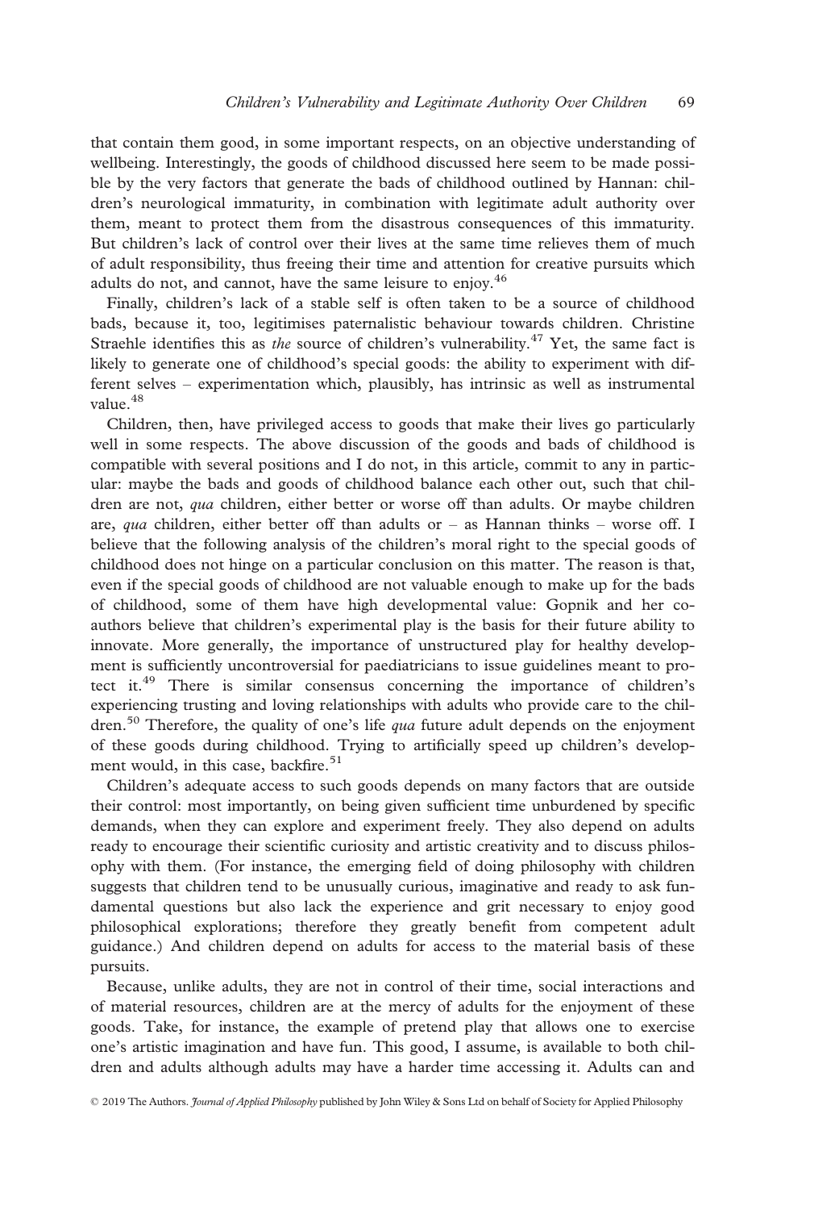that contain them good, in some important respects, on an objective understanding of wellbeing. Interestingly, the goods of childhood discussed here seem to be made possible by the very factors that generate the bads of childhood outlined by Hannan: children's neurological immaturity, in combination with legitimate adult authority over them, meant to protect them from the disastrous consequences of this immaturity. But children's lack of control over their lives at the same time relieves them of much of adult responsibility, thus freeing their time and attention for creative pursuits which adults do not, and cannot, have the same leisure to enjoy.[46]

Finally, children's lack of a stable self is often taken to be a source of childhood bads, because it, too, legitimises paternalistic behaviour towards children. Christine Straehle identifies this as *the* source of children's vulnerability.[47] Yet, the same fact is likely to generate one of childhood's special goods: the ability to experiment with different selves – experimentation which, plausibly, has intrinsic as well as instrumental value.[48]

Children, then, have privileged access to goods that make their lives go particularly well in some respects. The above discussion of the goods and bads of childhood is compatible with several positions and I do not, in this article, commit to any in particular: maybe the bads and goods of childhood balance each other out, such that children are not, *qua* children, either better or worse off than adults. Or maybe children are, *qua* children, either better off than adults or – as Hannan thinks – worse off. I believe that the following analysis of the children's moral right to the special goods of childhood does not hinge on a particular conclusion on this matter. The reason is that, even if the special goods of childhood are not valuable enough to make up for the bads of childhood, some of them have high developmental value: Gopnik and her co-authors believe that children's experimental play is the basis for their future ability to innovate. More generally, the importance of unstructured play for healthy development is sufficiently uncontroversial for paediatricians to issue guidelines meant to protect it.[49] There is similar consensus concerning the importance of children's experiencing trusting and loving relationships with adults who provide care to the children.[50] Therefore, the quality of one's life *qua* future adult depends on the enjoyment of these goods during childhood. Trying to artificially speed up children's development would, in this case, backfire.[51]

Children's adequate access to such goods depends on many factors that are outside their control: most importantly, on being given sufficient time unburdened by specific demands, when they can explore and experiment freely. They also depend on adults ready to encourage their scientific curiosity and artistic creativity and to discuss philosophy with them. (For instance, the emerging field of doing philosophy with children suggests that children tend to be unusually curious, imaginative and ready to ask fundamental questions but also lack the experience and grit necessary to enjoy good philosophical explorations; therefore they greatly benefit from competent adult guidance.) And children depend on adults for access to the material basis of these pursuits.

Because, unlike adults, they are not in control of their time, social interactions and of material resources, children are at the mercy of adults for the enjoyment of these goods. Take, for instance, the example of pretend play that allows one to exercise one's artistic imagination and have fun. This good, I assume, is available to both children and adults although adults may have a harder time accessing it. Adults can and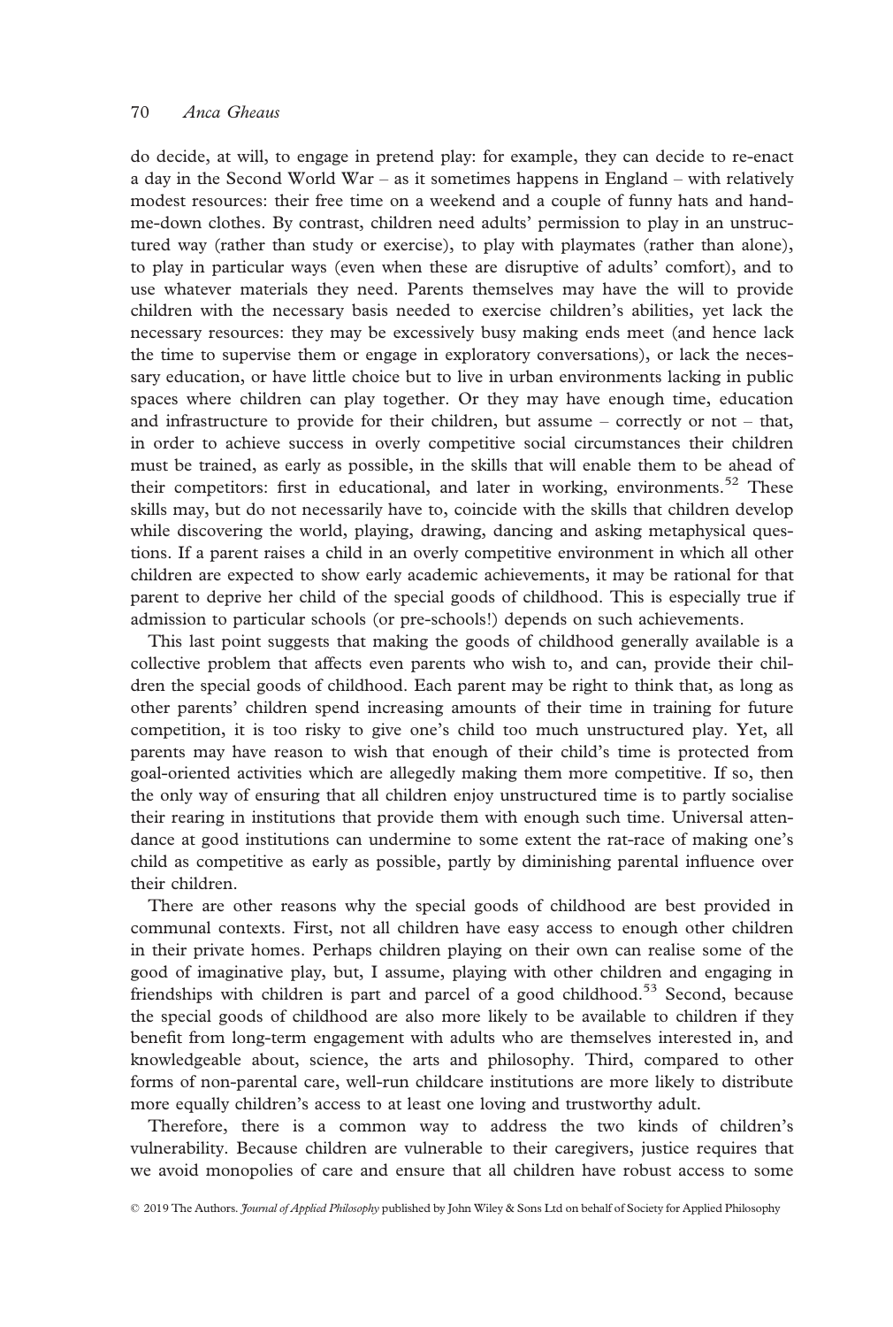do decide, at will, to engage in pretend play: for example, they can decide to re-enact a day in the Second World War – as it sometimes happens in England – with relatively modest resources: their free time on a weekend and a couple of funny hats and hand-me-down clothes. By contrast, children need adults' permission to play in an unstructured way (rather than study or exercise), to play with playmates (rather than alone), to play in particular ways (even when these are disruptive of adults' comfort), and to use whatever materials they need. Parents themselves may have the will to provide children with the necessary basis needed to exercise children's abilities, yet lack the necessary resources: they may be excessively busy making ends meet (and hence lack the time to supervise them or engage in exploratory conversations), or lack the necessary education, or have little choice but to live in urban environments lacking in public spaces where children can play together. Or they may have enough time, education and infrastructure to provide for their children, but assume – correctly or not – that, in order to achieve success in overly competitive social circumstances their children must be trained, as early as possible, in the skills that will enable them to be ahead of their competitors: first in educational, and later in working, environments.[52] These skills may, but do not necessarily have to, coincide with the skills that children develop while discovering the world, playing, drawing, dancing and asking metaphysical questions. If a parent raises a child in an overly competitive environment in which all other children are expected to show early academic achievements, it may be rational for that parent to deprive her child of the special goods of childhood. This is especially true if admission to particular schools (or pre-schools!) depends on such achievements.

This last point suggests that making the goods of childhood generally available is a collective problem that affects even parents who wish to, and can, provide their children the special goods of childhood. Each parent may be right to think that, as long as other parents' children spend increasing amounts of their time in training for future competition, it is too risky to give one's child too much unstructured play. Yet, all parents may have reason to wish that enough of their child's time is protected from goal-oriented activities which are allegedly making them more competitive. If so, then the only way of ensuring that all children enjoy unstructured time is to partly socialise their rearing in institutions that provide them with enough such time. Universal attendance at good institutions can undermine to some extent the rat-race of making one's child as competitive as early as possible, partly by diminishing parental influence over their children.

There are other reasons why the special goods of childhood are best provided in communal contexts. First, not all children have easy access to enough other children in their private homes. Perhaps children playing on their own can realise some of the good of imaginative play, but, I assume, playing with other children and engaging in friendships with children is part and parcel of a good childhood.[53] Second, because the special goods of childhood are also more likely to be available to children if they benefit from long-term engagement with adults who are themselves interested in, and knowledgeable about, science, the arts and philosophy. Third, compared to other forms of non-parental care, well-run childcare institutions are more likely to distribute more equally children's access to at least one loving and trustworthy adult.

Therefore, there is a common way to address the two kinds of children's vulnerability. Because children are vulnerable to their caregivers, justice requires that we avoid monopolies of care and ensure that all children have robust access to some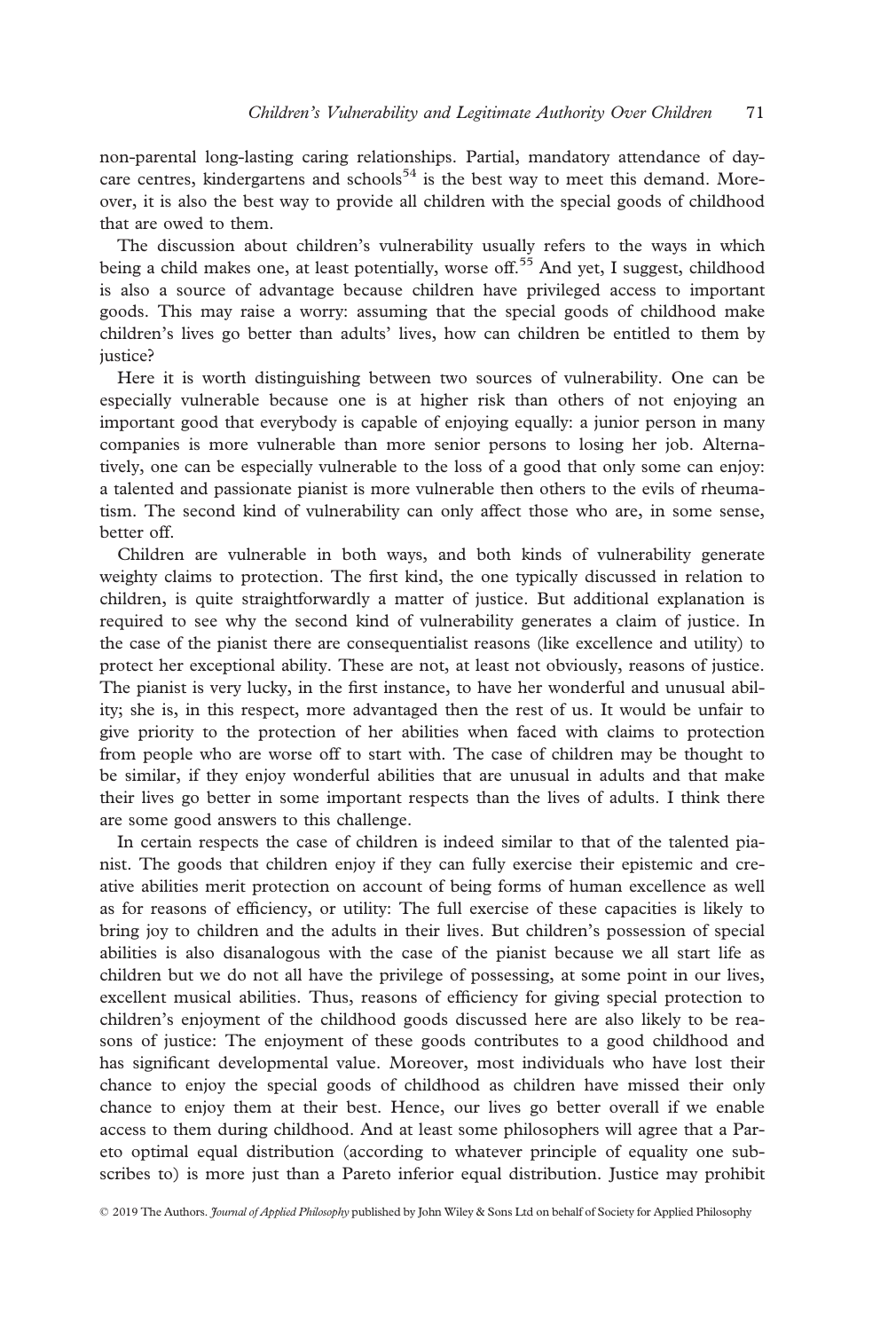non-parental long-lasting caring relationships. Partial, mandatory attendance of day-care centres, kindergartens and schools[54] is the best way to meet this demand. Moreover, it is also the best way to provide all children with the special goods of childhood that are owed to them.

The discussion about children's vulnerability usually refers to the ways in which being a child makes one, at least potentially, worse off.[55] And yet, I suggest, childhood is also a source of advantage because children have privileged access to important goods. This may raise a worry: assuming that the special goods of childhood make children's lives go better than adults' lives, how can children be entitled to them by justice?

Here it is worth distinguishing between two sources of vulnerability. One can be especially vulnerable because one is at higher risk than others of not enjoying an important good that everybody is capable of enjoying equally: a junior person in many companies is more vulnerable than more senior persons to losing her job. Alternatively, one can be especially vulnerable to the loss of a good that only some can enjoy: a talented and passionate pianist is more vulnerable then others to the evils of rheumatism. The second kind of vulnerability can only affect those who are, in some sense, better off.

Children are vulnerable in both ways, and both kinds of vulnerability generate weighty claims to protection. The first kind, the one typically discussed in relation to children, is quite straightforwardly a matter of justice. But additional explanation is required to see why the second kind of vulnerability generates a claim of justice. In the case of the pianist there are consequentialist reasons (like excellence and utility) to protect her exceptional ability. These are not, at least not obviously, reasons of justice. The pianist is very lucky, in the first instance, to have her wonderful and unusual ability; she is, in this respect, more advantaged then the rest of us. It would be unfair to give priority to the protection of her abilities when faced with claims to protection from people who are worse off to start with. The case of children may be thought to be similar, if they enjoy wonderful abilities that are unusual in adults and that make their lives go better in some important respects than the lives of adults. I think there are some good answers to this challenge.

In certain respects the case of children is indeed similar to that of the talented pianist. The goods that children enjoy if they can fully exercise their epistemic and creative abilities merit protection on account of being forms of human excellence as well as for reasons of efficiency, or utility: The full exercise of these capacities is likely to bring joy to children and the adults in their lives. But children's possession of special abilities is also disanalogous with the case of the pianist because we all start life as children but we do not all have the privilege of possessing, at some point in our lives, excellent musical abilities. Thus, reasons of efficiency for giving special protection to children's enjoyment of the childhood goods discussed here are also likely to be reasons of justice: The enjoyment of these goods contributes to a good childhood and has significant developmental value. Moreover, most individuals who have lost their chance to enjoy the special goods of childhood as children have missed their only chance to enjoy them at their best. Hence, our lives go better overall if we enable access to them during childhood. And at least some philosophers will agree that a Pareto optimal equal distribution (according to whatever principle of equality one subscribes to) is more just than a Pareto inferior equal distribution. Justice may prohibit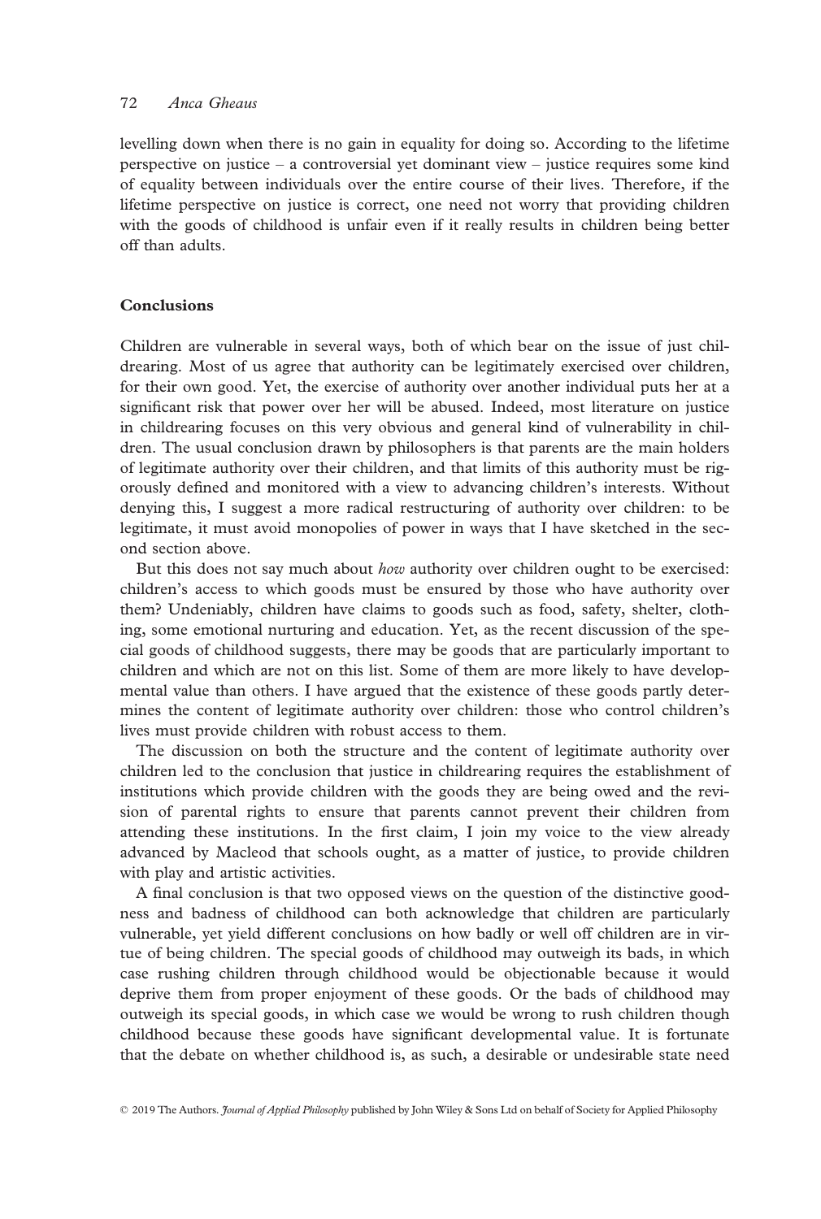levelling down when there is no gain in equality for doing so. According to the lifetime perspective on justice – a controversial yet dominant view – justice requires some kind of equality between individuals over the entire course of their lives. Therefore, if the lifetime perspective on justice is correct, one need not worry that providing children with the goods of childhood is unfair even if it really results in children being better off than adults.

## Conclusions

Children are vulnerable in several ways, both of which bear on the issue of just childrearing. Most of us agree that authority can be legitimately exercised over children, for their own good. Yet, the exercise of authority over another individual puts her at a significant risk that power over her will be abused. Indeed, most literature on justice in childrearing focuses on this very obvious and general kind of vulnerability in children. The usual conclusion drawn by philosophers is that parents are the main holders of legitimate authority over their children, and that limits of this authority must be rigorously defined and monitored with a view to advancing children's interests. Without denying this, I suggest a more radical restructuring of authority over children: to be legitimate, it must avoid monopolies of power in ways that I have sketched in the second section above.

But this does not say much about *how* authority over children ought to be exercised: children's access to which goods must be ensured by those who have authority over them? Undeniably, children have claims to goods such as food, safety, shelter, clothing, some emotional nurturing and education. Yet, as the recent discussion of the special goods of childhood suggests, there may be goods that are particularly important to children and which are not on this list. Some of them are more likely to have developmental value than others. I have argued that the existence of these goods partly determines the content of legitimate authority over children: those who control children's lives must provide children with robust access to them.

The discussion on both the structure and the content of legitimate authority over children led to the conclusion that justice in childrearing requires the establishment of institutions which provide children with the goods they are being owed and the revision of parental rights to ensure that parents cannot prevent their children from attending these institutions. In the first claim, I join my voice to the view already advanced by Macleod that schools ought, as a matter of justice, to provide children with play and artistic activities.

A final conclusion is that two opposed views on the question of the distinctive goodness and badness of childhood can both acknowledge that children are particularly vulnerable, yet yield different conclusions on how badly or well off children are in virtue of being children. The special goods of childhood may outweigh its bads, in which case rushing children through childhood would be objectionable because it would deprive them from proper enjoyment of these goods. Or the bads of childhood may outweigh its special goods, in which case we would be wrong to rush children though childhood because these goods have significant developmental value. It is fortunate that the debate on whether childhood is, as such, a desirable or undesirable state need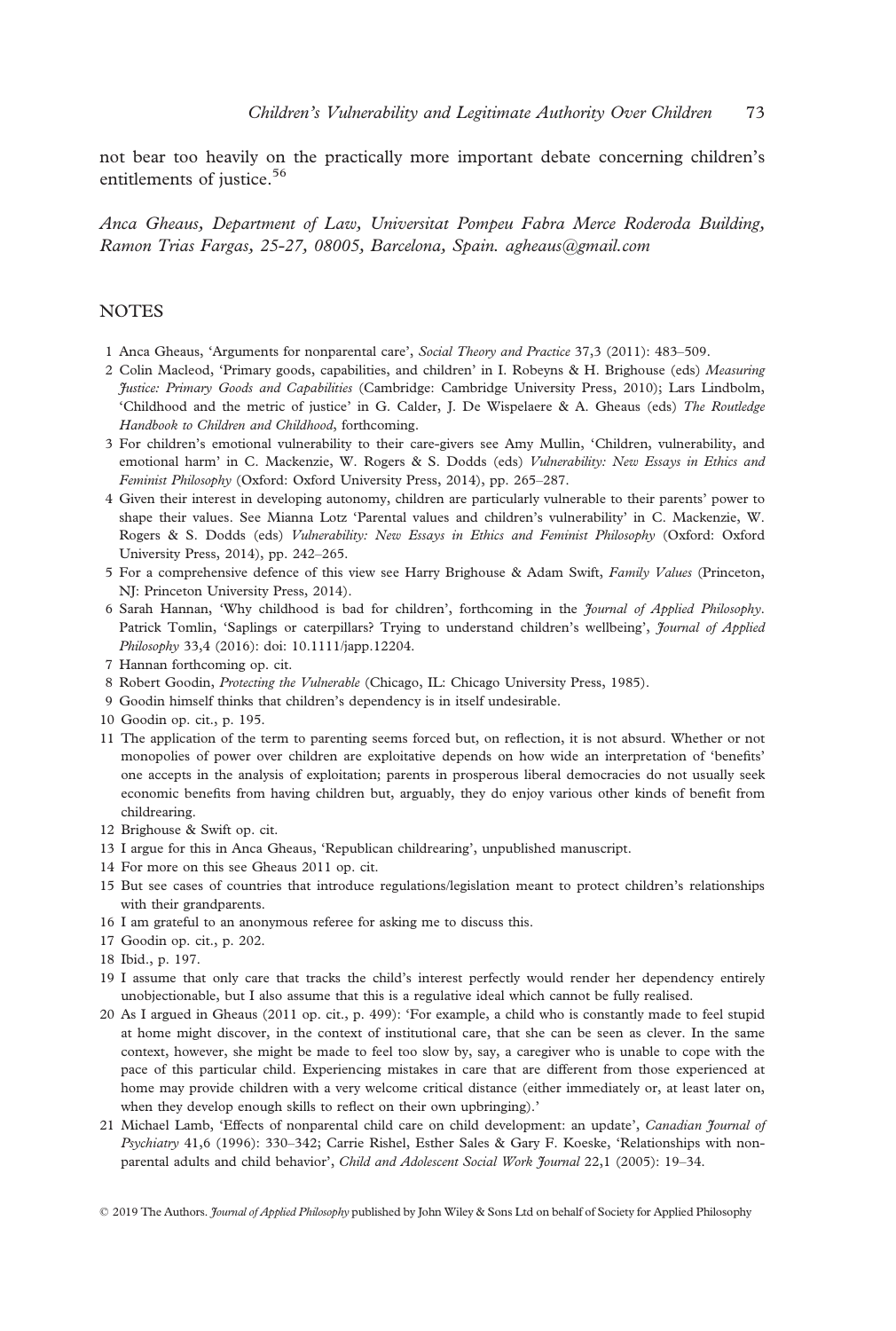not bear too heavily on the practically more important debate concerning children's entitlements of justice.[56]

*Anca Gheaus, Department of Law, Universitat Pompeu Fabra Merce Roderoda Building, Ramon Trias Fargas, 25-27, 08005, Barcelona, Spain. agheaus@gmail.com*

## NOTES

1 Anca Gheaus, 'Arguments for nonparental care', *Social Theory and Practice* 37,3 (2011): 483–509.

2 Colin Macleod, 'Primary goods, capabilities, and children' in I. Robeyns & H. Brighouse (eds) *Measuring Justice: Primary Goods and Capabilities* (Cambridge: Cambridge University Press, 2010); Lars Lindbolm, 'Childhood and the metric of justice' in G. Calder, J. De Wispelaere & A. Gheaus (eds) *The Routledge Handbook to Children and Childhood*, forthcoming.

3 For children's emotional vulnerability to their care-givers see Amy Mullin, 'Children, vulnerability, and emotional harm' in C. Mackenzie, W. Rogers & S. Dodds (eds) *Vulnerability: New Essays in Ethics and Feminist Philosophy* (Oxford: Oxford University Press, 2014), pp. 265–287.

4 Given their interest in developing autonomy, children are particularly vulnerable to their parents' power to shape their values. See Mianna Lotz 'Parental values and children's vulnerability' in C. Mackenzie, W. Rogers & S. Dodds (eds) *Vulnerability: New Essays in Ethics and Feminist Philosophy* (Oxford: Oxford University Press, 2014), pp. 242–265.

5 For a comprehensive defence of this view see Harry Brighouse & Adam Swift, *Family Values* (Princeton, NJ: Princeton University Press, 2014).

6 Sarah Hannan, 'Why childhood is bad for children', forthcoming in the *Journal of Applied Philosophy*. Patrick Tomlin, 'Saplings or caterpillars? Trying to understand children's wellbeing', *Journal of Applied Philosophy* 33,4 (2016): doi: 10.1111/japp.12204.

7 Hannan forthcoming op. cit.

8 Robert Goodin, *Protecting the Vulnerable* (Chicago, IL: Chicago University Press, 1985).

9 Goodin himself thinks that children's dependency is in itself undesirable.

10 Goodin op. cit., p. 195.

11 The application of the term to parenting seems forced but, on reflection, it is not absurd. Whether or not monopolies of power over children are exploitative depends on how wide an interpretation of 'benefits' one accepts in the analysis of exploitation; parents in prosperous liberal democracies do not usually seek economic benefits from having children but, arguably, they do enjoy various other kinds of benefit from childrearing.

12 Brighouse & Swift op. cit.

13 I argue for this in Anca Gheaus, 'Republican childrearing', unpublished manuscript.

14 For more on this see Gheaus 2011 op. cit.

15 But see cases of countries that introduce regulations/legislation meant to protect children's relationships with their grandparents.

16 I am grateful to an anonymous referee for asking me to discuss this.

17 Goodin op. cit., p. 202.

18 Ibid., p. 197.

19 I assume that only care that tracks the child's interest perfectly would render her dependency entirely unobjectionable, but I also assume that this is a regulative ideal which cannot be fully realised.

20 As I argued in Gheaus (2011 op. cit., p. 499): 'For example, a child who is constantly made to feel stupid at home might discover, in the context of institutional care, that she can be seen as clever. In the same context, however, she might be made to feel too slow by, say, a caregiver who is unable to cope with the pace of this particular child. Experiencing mistakes in care that are different from those experienced at home may provide children with a very welcome critical distance (either immediately or, at least later on, when they develop enough skills to reflect on their own upbringing).'

21 Michael Lamb, 'Effects of nonparental child care on child development: an update', *Canadian Journal of Psychiatry* 41,6 (1996): 330–342; Carrie Rishel, Esther Sales & Gary F. Koeske, 'Relationships with non-parental adults and child behavior', *Child and Adolescent Social Work Journal* 22,1 (2005): 19–34.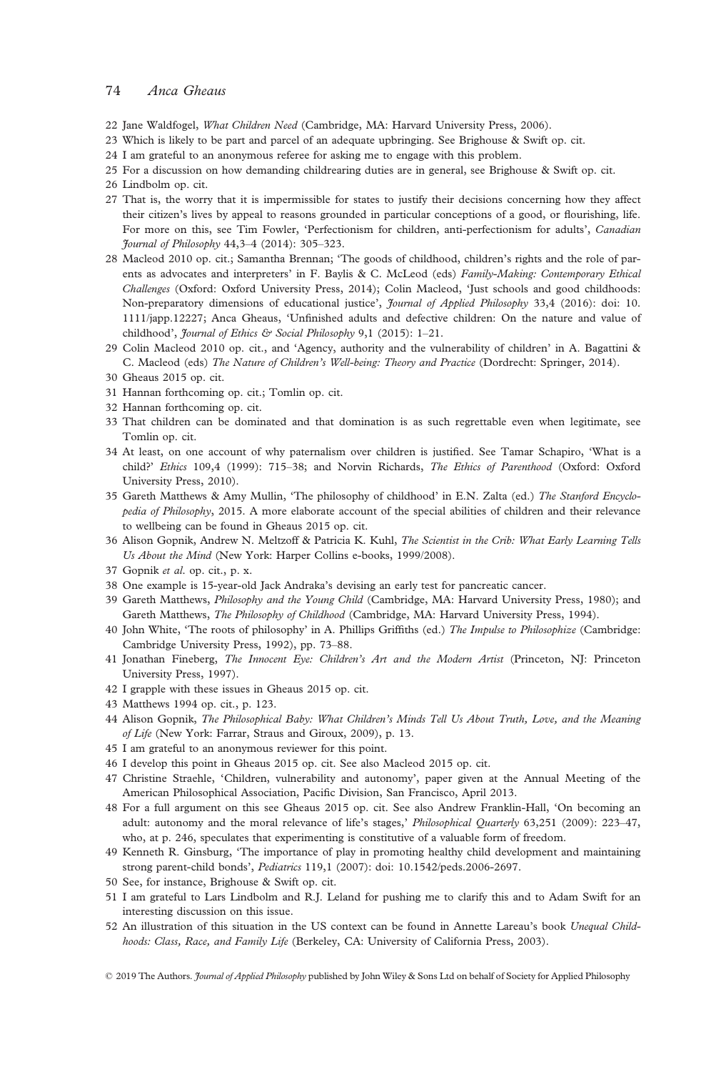22 Jane Waldfogel, *What Children Need* (Cambridge, MA: Harvard University Press, 2006).

23 Which is likely to be part and parcel of an adequate upbringing. See Brighouse & Swift op. cit.

24 I am grateful to an anonymous referee for asking me to engage with this problem.

25 For a discussion on how demanding childrearing duties are in general, see Brighouse & Swift op. cit.

26 Lindbolm op. cit.

27 That is, the worry that it is impermissible for states to justify their decisions concerning how they affect their citizen's lives by appeal to reasons grounded in particular conceptions of a good, or flourishing, life. For more on this, see Tim Fowler, 'Perfectionism for children, anti-perfectionism for adults', *Canadian Journal of Philosophy* 44,3–4 (2014): 305–323.

28 Macleod 2010 op. cit.; Samantha Brennan; 'The goods of childhood, children's rights and the role of parents as advocates and interpreters' in F. Baylis & C. McLeod (eds) *Family-Making: Contemporary Ethical Challenges* (Oxford: Oxford University Press, 2014); Colin Macleod, 'Just schools and good childhoods: Non-preparatory dimensions of educational justice', *Journal of Applied Philosophy* 33,4 (2016): doi: 10.1111/japp.12227; Anca Gheaus, 'Unfinished adults and defective children: On the nature and value of childhood', *Journal of Ethics & Social Philosophy* 9,1 (2015): 1–21.

29 Colin Macleod 2010 op. cit., and 'Agency, authority and the vulnerability of children' in A. Bagattini & C. Macleod (eds) *The Nature of Children's Well-being: Theory and Practice* (Dordrecht: Springer, 2014).

30 Gheaus 2015 op. cit.

31 Hannan forthcoming op. cit.; Tomlin op. cit.

32 Hannan forthcoming op. cit.

33 That children can be dominated and that domination is as such regrettable even when legitimate, see Tomlin op. cit.

34 At least, on one account of why paternalism over children is justified. See Tamar Schapiro, 'What is a child?' *Ethics* 109,4 (1999): 715–38; and Norvin Richards, *The Ethics of Parenthood* (Oxford: Oxford University Press, 2010).

35 Gareth Matthews & Amy Mullin, 'The philosophy of childhood' in E.N. Zalta (ed.) *The Stanford Encyclopedia of Philosophy*, 2015. A more elaborate account of the special abilities of children and their relevance to wellbeing can be found in Gheaus 2015 op. cit.

36 Alison Gopnik, Andrew N. Meltzoff & Patricia K. Kuhl, *The Scientist in the Crib: What Early Learning Tells Us About the Mind* (New York: Harper Collins e-books, 1999/2008).

37 Gopnik *et al.* op. cit., p. x.

38 One example is 15-year-old Jack Andraka's devising an early test for pancreatic cancer.

39 Gareth Matthews, *Philosophy and the Young Child* (Cambridge, MA: Harvard University Press, 1980); and Gareth Matthews, *The Philosophy of Childhood* (Cambridge, MA: Harvard University Press, 1994).

40 John White, 'The roots of philosophy' in A. Phillips Griffiths (ed.) *The Impulse to Philosophize* (Cambridge: Cambridge University Press, 1992), pp. 73–88.

41 Jonathan Fineberg, *The Innocent Eye: Children's Art and the Modern Artist* (Princeton, NJ: Princeton University Press, 1997).

42 I grapple with these issues in Gheaus 2015 op. cit.

43 Matthews 1994 op. cit., p. 123.

44 Alison Gopnik, *The Philosophical Baby: What Children's Minds Tell Us About Truth, Love, and the Meaning of Life* (New York: Farrar, Straus and Giroux, 2009), p. 13.

45 I am grateful to an anonymous reviewer for this point.

46 I develop this point in Gheaus 2015 op. cit. See also Macleod 2015 op. cit.

47 Christine Straehle, 'Children, vulnerability and autonomy', paper given at the Annual Meeting of the American Philosophical Association, Pacific Division, San Francisco, April 2013.

48 For a full argument on this see Gheaus 2015 op. cit. See also Andrew Franklin-Hall, 'On becoming an adult: autonomy and the moral relevance of life's stages,' *Philosophical Quarterly* 63,251 (2009): 223–47, who, at p. 246, speculates that experimenting is constitutive of a valuable form of freedom.

49 Kenneth R. Ginsburg, 'The importance of play in promoting healthy child development and maintaining strong parent-child bonds', *Pediatrics* 119,1 (2007): doi: 10.1542/peds.2006-2697.

50 See, for instance, Brighouse & Swift op. cit.

51 I am grateful to Lars Lindbolm and R.J. Leland for pushing me to clarify this and to Adam Swift for an interesting discussion on this issue.

52 An illustration of this situation in the US context can be found in Annette Lareau's book *Unequal Childhoods: Class, Race, and Family Life* (Berkeley, CA: University of California Press, 2003).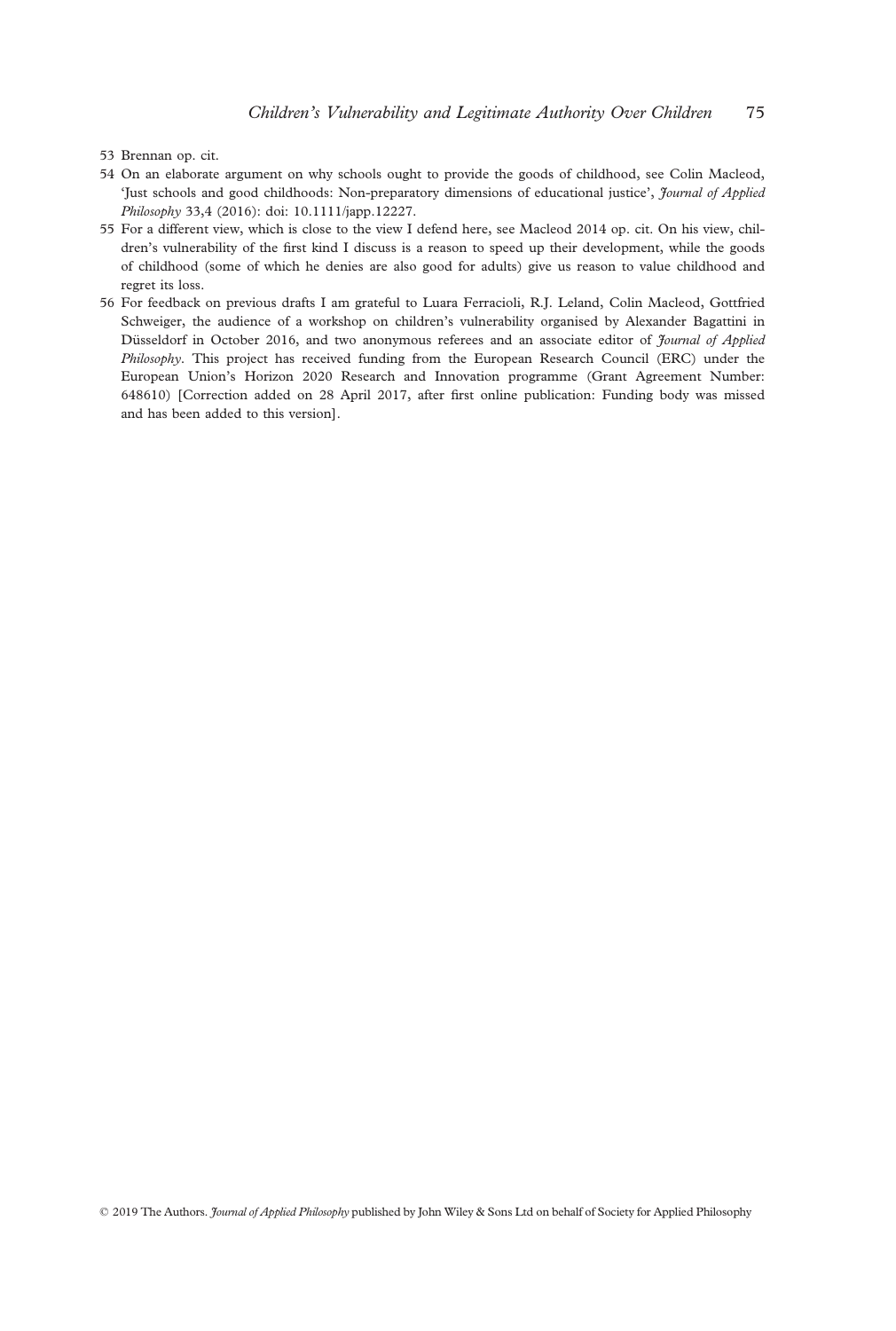53 Brennan op. cit.

54 On an elaborate argument on why schools ought to provide the goods of childhood, see Colin Macleod, 'Just schools and good childhoods: Non-preparatory dimensions of educational justice', *Journal of Applied Philosophy* 33,4 (2016): doi: 10.1111/japp.12227.

55 For a different view, which is close to the view I defend here, see Macleod 2014 op. cit. On his view, children's vulnerability of the first kind I discuss is a reason to speed up their development, while the goods of childhood (some of which he denies are also good for adults) give us reason to value childhood and regret its loss.

56 For feedback on previous drafts I am grateful to Luara Ferracioli, R.J. Leland, Colin Macleod, Gottfried Schweiger, the audience of a workshop on children's vulnerability organised by Alexander Bagattini in Düsseldorf in October 2016, and two anonymous referees and an associate editor of *Journal of Applied Philosophy*. This project has received funding from the European Research Council (ERC) under the European Union's Horizon 2020 Research and Innovation programme (Grant Agreement Number: 648610) [Correction added on 28 April 2017, after first online publication: Funding body was missed and has been added to this version].